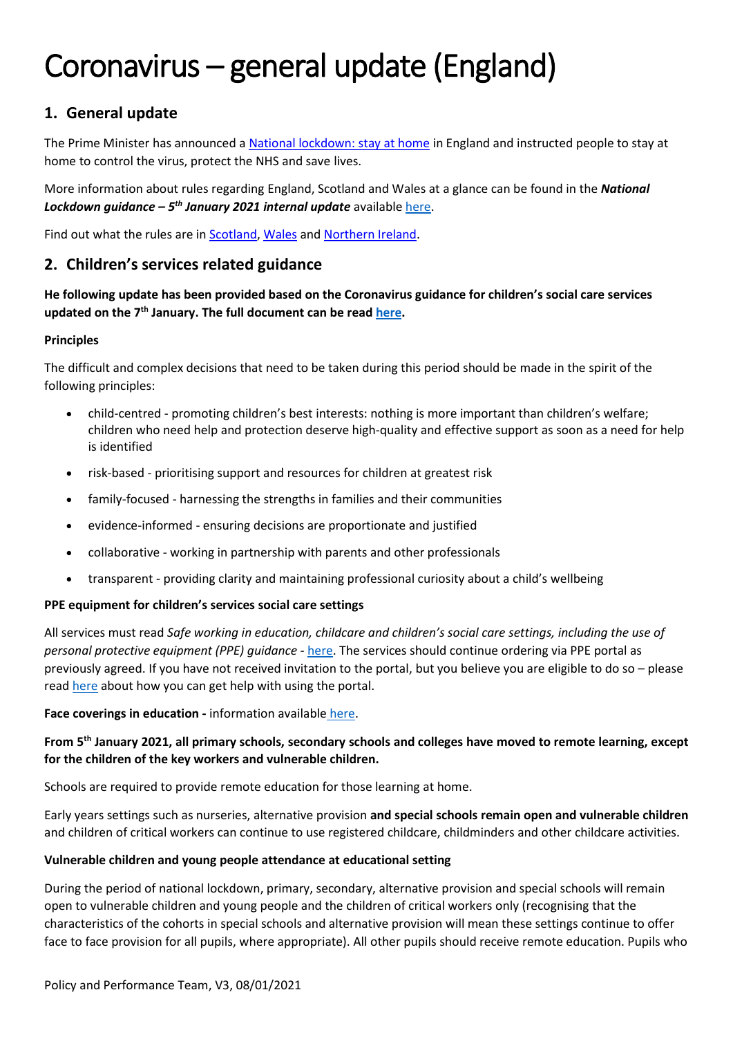# Coronavirus – general update (England)

## 1. General update

The Prime Minister has announced a National lockdown: stay at home in England and instructed people to stay at home to control the virus, protect the NHS and save lives.

More information about rules regarding England, Scotland and Wales at a glance can be found in the ***National Lockdown guidance – 5th January 2021 internal update*** available here.

Find out what the rules are in Scotland, Wales and Northern Ireland.

## 2. Children's services related guidance

**He following update has been provided based on the Coronavirus guidance for children's social care services updated on the 7th January. The full document can be read here.**

**Principles**

The difficult and complex decisions that need to be taken during this period should be made in the spirit of the following principles:

- child-centred - promoting children's best interests: nothing is more important than children's welfare; children who need help and protection deserve high-quality and effective support as soon as a need for help is identified
- risk-based - prioritising support and resources for children at greatest risk
- family-focused - harnessing the strengths in families and their communities
- evidence-informed - ensuring decisions are proportionate and justified
- collaborative - working in partnership with parents and other professionals
- transparent - providing clarity and maintaining professional curiosity about a child's wellbeing

**PPE equipment for children's services social care settings**

All services must read *Safe working in education, childcare and children's social care settings, including the use of personal protective equipment (PPE) guidance* - here. The services should continue ordering via PPE portal as previously agreed. If you have not received invitation to the portal, but you believe you are eligible to do so – please read here about how you can get help with using the portal.

**Face coverings in education -** information available here.

**From 5th January 2021, all primary schools, secondary schools and colleges have moved to remote learning, except for the children of the key workers and vulnerable children.**

Schools are required to provide remote education for those learning at home.

Early years settings such as nurseries, alternative provision **and special schools remain open and vulnerable children** and children of critical workers can continue to use registered childcare, childminders and other childcare activities.

**Vulnerable children and young people attendance at educational setting**

During the period of national lockdown, primary, secondary, alternative provision and special schools will remain open to vulnerable children and young people and the children of critical workers only (recognising that the characteristics of the cohorts in special schools and alternative provision will mean these settings continue to offer face to face provision for all pupils, where appropriate). All other pupils should receive remote education. Pupils who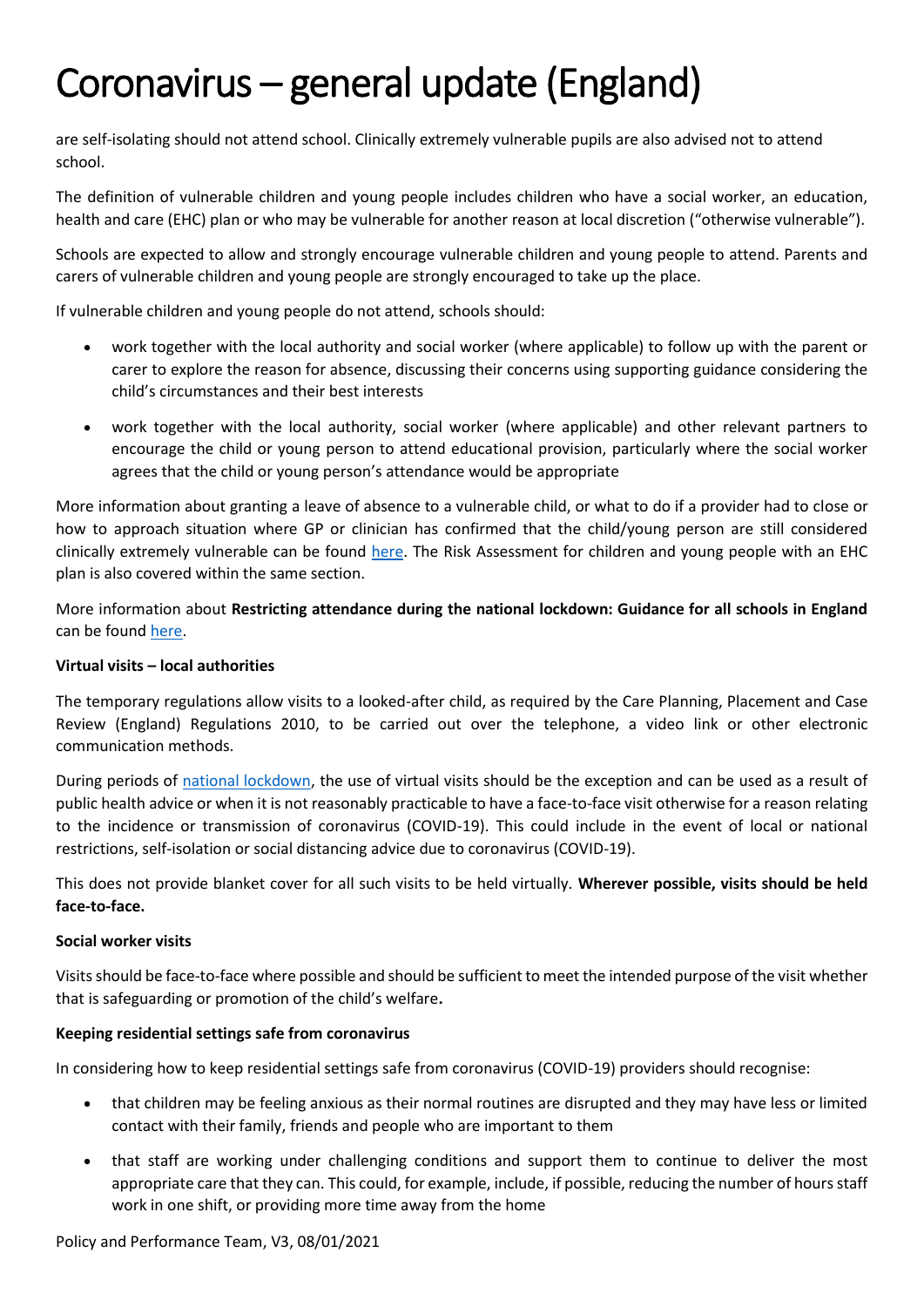are self-isolating should not attend school. Clinically extremely vulnerable pupils are also advised not to attend school.

The definition of vulnerable children and young people includes children who have a social worker, an education, health and care (EHC) plan or who may be vulnerable for another reason at local discretion ("otherwise vulnerable").

Schools are expected to allow and strongly encourage vulnerable children and young people to attend. Parents and carers of vulnerable children and young people are strongly encouraged to take up the place.

If vulnerable children and young people do not attend, schools should:

- work together with the local authority and social worker (where applicable) to follow up with the parent or carer to explore the reason for absence, discussing their concerns using supporting guidance considering the child's circumstances and their best interests
- work together with the local authority, social worker (where applicable) and other relevant partners to encourage the child or young person to attend educational provision, particularly where the social worker agrees that the child or young person's attendance would be appropriate

More information about granting a leave of absence to a vulnerable child, or what to do if a provider had to close or how to approach situation where GP or clinician has confirmed that the child/young person are still considered clinically extremely vulnerable can be found here. The Risk Assessment for children and young people with an EHC plan is also covered within the same section.

More information about **Restricting attendance during the national lockdown: Guidance for all schools in England** can be found here.

**Virtual visits – local authorities**

The temporary regulations allow visits to a looked-after child, as required by the Care Planning, Placement and Case Review (England) Regulations 2010, to be carried out over the telephone, a video link or other electronic communication methods.

During periods of national lockdown, the use of virtual visits should be the exception and can be used as a result of public health advice or when it is not reasonably practicable to have a face-to-face visit otherwise for a reason relating to the incidence or transmission of coronavirus (COVID-19). This could include in the event of local or national restrictions, self-isolation or social distancing advice due to coronavirus (COVID-19).

This does not provide blanket cover for all such visits to be held virtually. **Wherever possible, visits should be held face-to-face.**

**Social worker visits**

Visits should be face-to-face where possible and should be sufficient to meet the intended purpose of the visit whether that is safeguarding or promotion of the child's welfare**.**

**Keeping residential settings safe from coronavirus**

In considering how to keep residential settings safe from coronavirus (COVID-19) providers should recognise:

- that children may be feeling anxious as their normal routines are disrupted and they may have less or limited contact with their family, friends and people who are important to them
- that staff are working under challenging conditions and support them to continue to deliver the most appropriate care that they can. This could, for example, include, if possible, reducing the number of hours staff work in one shift, or providing more time away from the home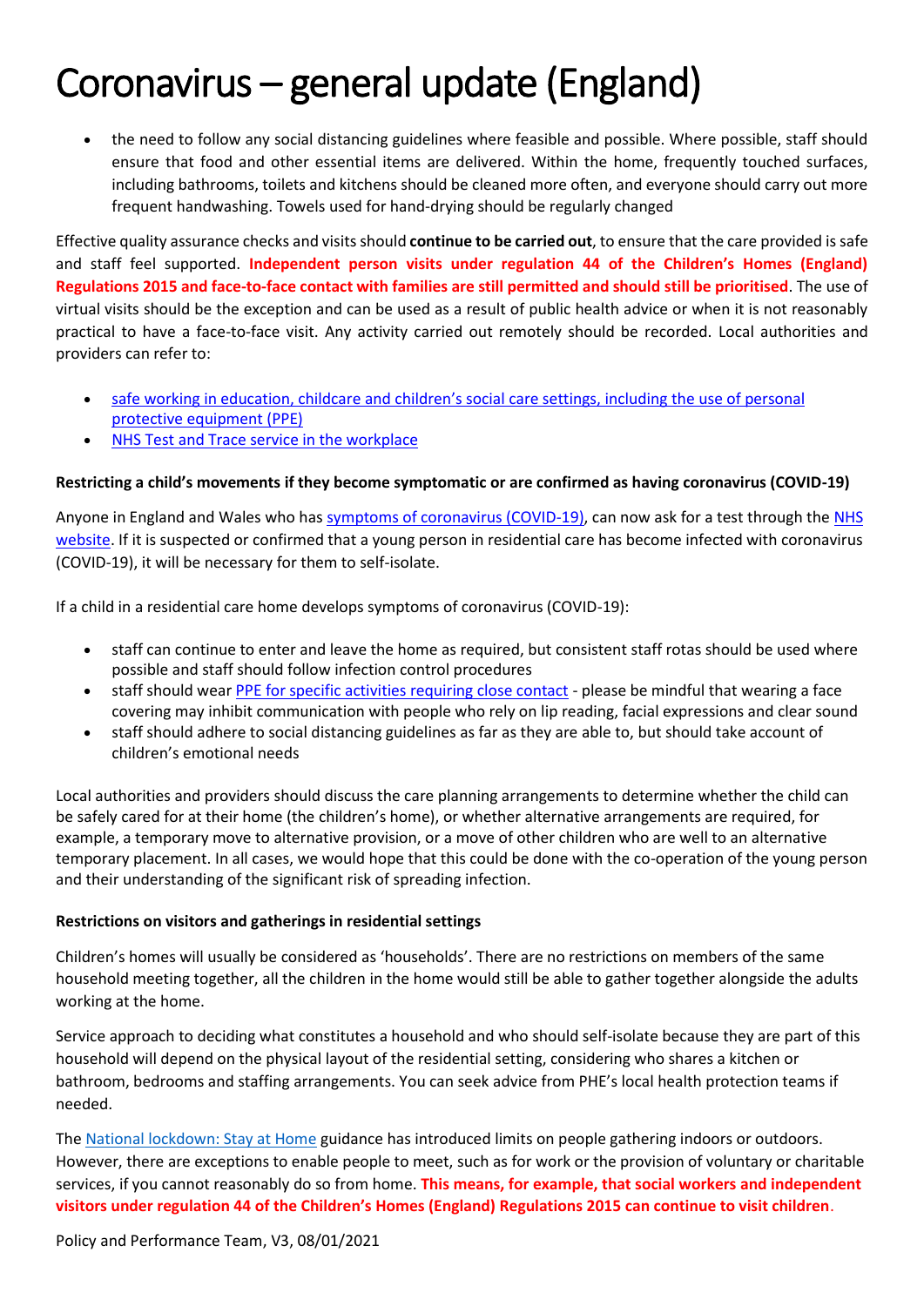# Coronavirus – general update (England)

- the need to follow any social distancing guidelines where feasible and possible. Where possible, staff should ensure that food and other essential items are delivered. Within the home, frequently touched surfaces, including bathrooms, toilets and kitchens should be cleaned more often, and everyone should carry out more frequent handwashing. Towels used for hand-drying should be regularly changed

Effective quality assurance checks and visits should **continue to be carried out**, to ensure that the care provided is safe and staff feel supported. **Independent person visits under regulation 44 of the Children's Homes (England) Regulations 2015 and face-to-face contact with families are still permitted and should still be prioritised**. The use of virtual visits should be the exception and can be used as a result of public health advice or when it is not reasonably practical to have a face-to-face visit. Any activity carried out remotely should be recorded. Local authorities and providers can refer to:

- safe working in education, childcare and children's social care settings, including the use of personal protective equipment (PPE)
- NHS Test and Trace service in the workplace

**Restricting a child's movements if they become symptomatic or are confirmed as having coronavirus (COVID-19)**

Anyone in England and Wales who has symptoms of coronavirus (COVID-19), can now ask for a test through the NHS website. If it is suspected or confirmed that a young person in residential care has become infected with coronavirus (COVID-19), it will be necessary for them to self-isolate.

If a child in a residential care home develops symptoms of coronavirus (COVID-19):

- staff can continue to enter and leave the home as required, but consistent staff rotas should be used where possible and staff should follow infection control procedures
- staff should wear PPE for specific activities requiring close contact - please be mindful that wearing a face covering may inhibit communication with people who rely on lip reading, facial expressions and clear sound
- staff should adhere to social distancing guidelines as far as they are able to, but should take account of children's emotional needs

Local authorities and providers should discuss the care planning arrangements to determine whether the child can be safely cared for at their home (the children's home), or whether alternative arrangements are required, for example, a temporary move to alternative provision, or a move of other children who are well to an alternative temporary placement. In all cases, we would hope that this could be done with the co-operation of the young person and their understanding of the significant risk of spreading infection.

**Restrictions on visitors and gatherings in residential settings**

Children's homes will usually be considered as 'households'. There are no restrictions on members of the same household meeting together, all the children in the home would still be able to gather together alongside the adults working at the home.

Service approach to deciding what constitutes a household and who should self-isolate because they are part of this household will depend on the physical layout of the residential setting, considering who shares a kitchen or bathroom, bedrooms and staffing arrangements. You can seek advice from PHE's local health protection teams if needed.

The National lockdown: Stay at Home guidance has introduced limits on people gathering indoors or outdoors. However, there are exceptions to enable people to meet, such as for work or the provision of voluntary or charitable services, if you cannot reasonably do so from home. **This means, for example, that social workers and independent visitors under regulation 44 of the Children's Homes (England) Regulations 2015 can continue to visit children**.

Policy and Performance Team, V3, 08/01/2021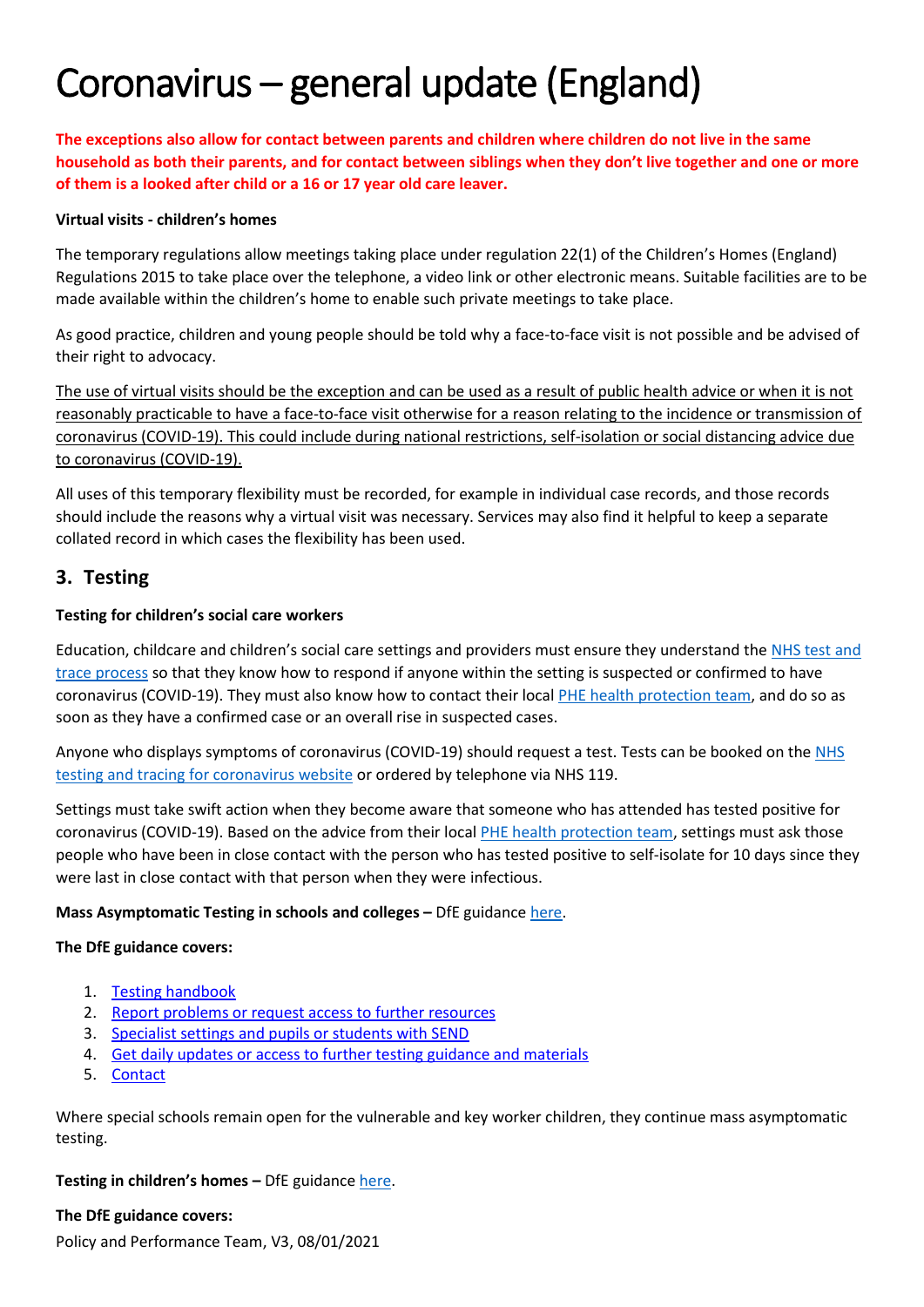# Coronavirus – general update (England)

**The exceptions also allow for contact between parents and children where children do not live in the same household as both their parents, and for contact between siblings when they don't live together and one or more of them is a looked after child or a 16 or 17 year old care leaver.**

**Virtual visits - children's homes**

The temporary regulations allow meetings taking place under regulation 22(1) of the Children's Homes (England) Regulations 2015 to take place over the telephone, a video link or other electronic means. Suitable facilities are to be made available within the children's home to enable such private meetings to take place.

As good practice, children and young people should be told why a face-to-face visit is not possible and be advised of their right to advocacy.

The use of virtual visits should be the exception and can be used as a result of public health advice or when it is not reasonably practicable to have a face-to-face visit otherwise for a reason relating to the incidence or transmission of coronavirus (COVID-19). This could include during national restrictions, self-isolation or social distancing advice due to coronavirus (COVID-19).

All uses of this temporary flexibility must be recorded, for example in individual case records, and those records should include the reasons why a virtual visit was necessary. Services may also find it helpful to keep a separate collated record in which cases the flexibility has been used.

## 3. Testing

**Testing for children's social care workers**

Education, childcare and children's social care settings and providers must ensure they understand the NHS test and trace process so that they know how to respond if anyone within the setting is suspected or confirmed to have coronavirus (COVID-19). They must also know how to contact their local PHE health protection team, and do so as soon as they have a confirmed case or an overall rise in suspected cases.

Anyone who displays symptoms of coronavirus (COVID-19) should request a test. Tests can be booked on the NHS testing and tracing for coronavirus website or ordered by telephone via NHS 119.

Settings must take swift action when they become aware that someone who has attended has tested positive for coronavirus (COVID-19). Based on the advice from their local PHE health protection team, settings must ask those people who have been in close contact with the person who has tested positive to self-isolate for 10 days since they were last in close contact with that person when they were infectious.

**Mass Asymptomatic Testing in schools and colleges –** DfE guidance here.

**The DfE guidance covers:**

1. Testing handbook
2. Report problems or request access to further resources
3. Specialist settings and pupils or students with SEND
4. Get daily updates or access to further testing guidance and materials
5. Contact

Where special schools remain open for the vulnerable and key worker children, they continue mass asymptomatic testing.

**Testing in children's homes –** DfE guidance here.

**The DfE guidance covers:**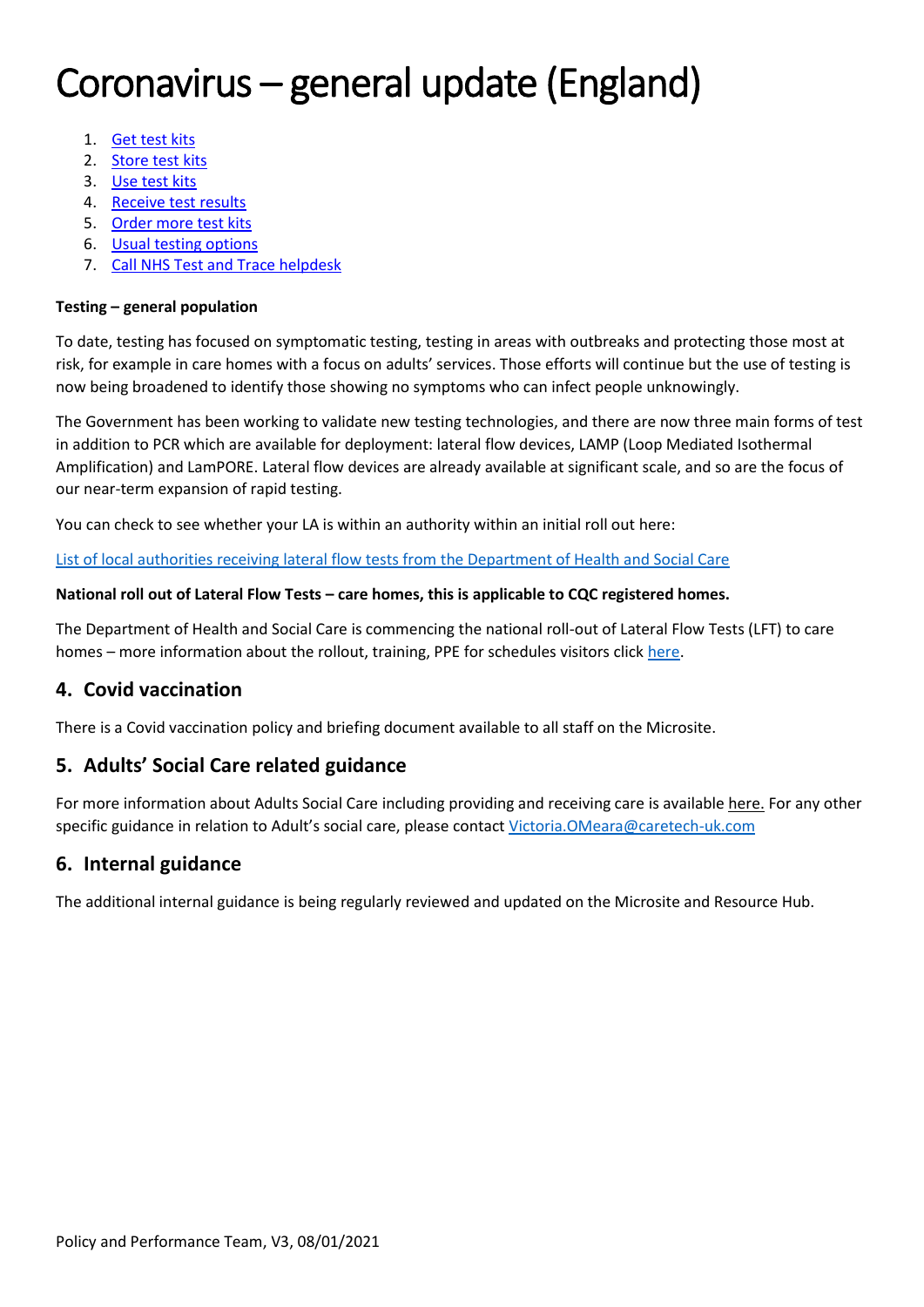# Coronavirus – general update (England)

1. Get test kits
2. Store test kits
3. Use test kits
4. Receive test results
5. Order more test kits
6. Usual testing options
7. Call NHS Test and Trace helpdesk

**Testing – general population**

To date, testing has focused on symptomatic testing, testing in areas with outbreaks and protecting those most at risk, for example in care homes with a focus on adults' services. Those efforts will continue but the use of testing is now being broadened to identify those showing no symptoms who can infect people unknowingly.

The Government has been working to validate new testing technologies, and there are now three main forms of test in addition to PCR which are available for deployment: lateral flow devices, LAMP (Loop Mediated Isothermal Amplification) and LamPORE. Lateral flow devices are already available at significant scale, and so are the focus of our near-term expansion of rapid testing.

You can check to see whether your LA is within an authority within an initial roll out here:

List of local authorities receiving lateral flow tests from the Department of Health and Social Care

**National roll out of Lateral Flow Tests – care homes, this is applicable to CQC registered homes.**

The Department of Health and Social Care is commencing the national roll-out of Lateral Flow Tests (LFT) to care homes – more information about the rollout, training, PPE for schedules visitors click here.

## 4. Covid vaccination

There is a Covid vaccination policy and briefing document available to all staff on the Microsite.

## 5. Adults' Social Care related guidance

For more information about Adults Social Care including providing and receiving care is available here. For any other specific guidance in relation to Adult's social care, please contact Victoria.OMeara@caretech-uk.com

## 6. Internal guidance

The additional internal guidance is being regularly reviewed and updated on the Microsite and Resource Hub.

Policy and Performance Team, V3, 08/01/2021